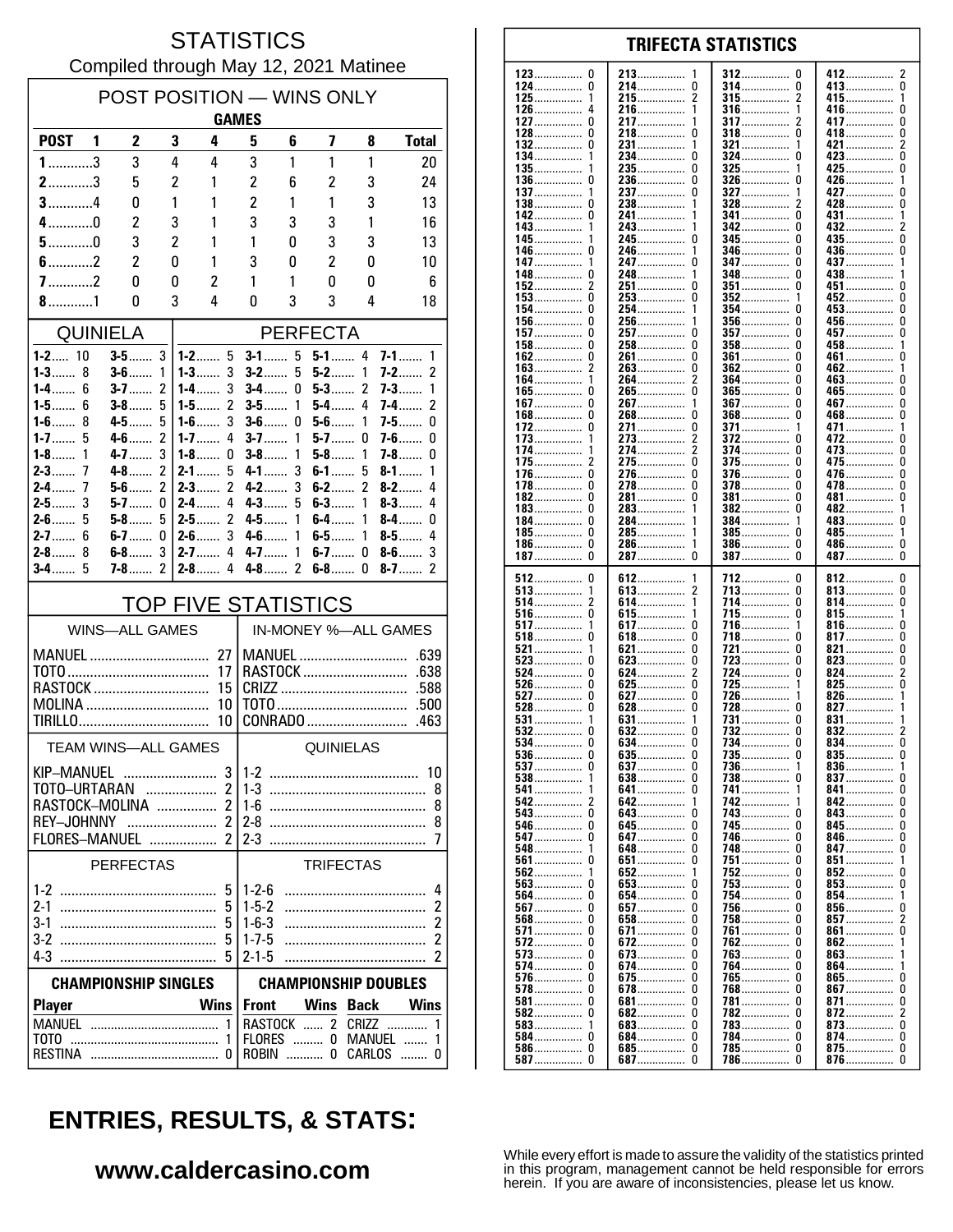# STATISTICS

Compiled through May 12, 2021 Matinee

## POST POSITION — WINS ONLY

| POST | GAMES 1 | 2 | 3 | 4 | 5 | 6 | 7 | 8 | Total |
|---|---|---|---|---|---|---|---|---|---|
| 1 | 3 | 3 | 4 | 4 | 3 | 1 | 1 | 1 | 20 |
| 2 | 3 | 5 | 2 | 1 | 2 | 6 | 2 | 3 | 24 |
| 3 | 4 | 0 | 1 | 1 | 2 | 1 | 1 | 3 | 13 |
| 4 | 0 | 2 | 3 | 1 | 3 | 3 | 3 | 1 | 16 |
| 5 | 0 | 3 | 2 | 1 | 1 | 0 | 3 | 3 | 13 |
| 6 | 2 | 2 | 0 | 1 | 3 | 0 | 2 | 0 | 10 |
| 7 | 2 | 0 | 0 | 2 | 1 | 1 | 0 | 0 | 6 |
| 8 | 1 | 0 | 3 | 4 | 0 | 3 | 3 | 4 | 18 |

## QUINIELA

| | | | |
|---|---|---|---|
| 1-2 | 10 | 3-5 | 3 |
| 1-3 | 8 | 3-6 | 1 |
| 1-4 | 6 | 3-7 | 2 |
| 1-5 | 6 | 3-8 | 5 |
| 1-6 | 8 | 4-5 | 5 |
| 1-7 | 5 | 4-6 | 2 |
| 1-8 | 1 | 4-7 | 3 |
| 2-3 | 7 | 4-8 | 2 |
| 2-4 | 7 | 5-6 | 2 |
| 2-5 | 3 | 5-7 | 0 |
| 2-6 | 5 | 5-8 | 5 |
| 2-7 | 6 | 6-7 | 0 |
| 2-8 | 8 | 6-8 | 3 |
| 3-4 | 5 | 7-8 | 2 |

## PERFECTA

| | | | | | | | |
|---|---|---|---|---|---|---|---|
| 1-2 | 5 | 3-1 | 5 | 5-1 | 4 | 7-1 | 1 |
| 1-3 | 3 | 3-2 | 5 | 5-2 | 1 | 7-2 | 2 |
| 1-4 | 3 | 3-4 | 0 | 5-3 | 2 | 7-3 | 1 |
| 1-5 | 2 | 3-5 | 1 | 5-4 | 4 | 7-4 | 2 |
| 1-6 | 3 | 3-6 | 0 | 5-6 | 1 | 7-5 | 0 |
| 1-7 | 4 | 3-7 | 1 | 5-7 | 0 | 7-6 | 0 |
| 1-8 | 0 | 3-8 | 1 | 5-8 | 1 | 7-8 | 0 |
| 2-1 | 5 | 4-1 | 3 | 6-1 | 5 | 8-1 | 1 |
| 2-3 | 2 | 4-2 | 3 | 6-2 | 2 | 8-2 | 4 |
| 2-4 | 4 | 4-3 | 5 | 6-3 | 1 | 8-3 | 4 |
| 2-5 | 2 | 4-5 | 1 | 6-4 | 1 | 8-4 | 0 |
| 2-6 | 3 | 4-6 | 1 | 6-5 | 1 | 8-5 | 4 |
| 2-7 | 4 | 4-7 | 1 | 6-7 | 0 | 8-6 | 3 |
| 2-8 | 4 | 4-8 | 2 | 6-8 | 0 | 8-7 | 2 |

## TOP FIVE STATISTICS

| WINS—ALL GAMES | | IN-MONEY %—ALL GAMES | |
|---|---|---|---|
| MANUEL | 27 | MANUEL | .639 |
| TOTO | 17 | RASTOCK | .638 |
| RASTOCK | 15 | CRIZZ | .588 |
| MOLINA | 10 | TOTO | .500 |
| TIRILLO | 10 | CONRADO | .463 |

| TEAM WINS—ALL GAMES | | QUINIELAS | |
|---|---|---|---|
| KIP–MANUEL | 3 | 1-2 | 10 |
| TOTO–URTARAN | 2 | 1-3 | 8 |
| RASTOCK–MOLINA | 2 | 1-6 | 8 |
| REY–JOHNNY | 2 | 2-8 | 8 |
| FLORES–MANUEL | 2 | 2-3 | 7 |

| PERFECTAS | | TRIFECTAS | |
|---|---|---|---|
| 1-2 | 5 | 1-2-6 | 4 |
| 2-1 | 5 | 1-5-2 | 2 |
| 3-1 | 5 | 1-6-3 | 2 |
| 3-2 | 5 | 1-7-5 | 2 |
| 4-3 | 5 | 2-1-5 | 2 |

### CHAMPIONSHIP SINGLES

| Player | Wins |
|---|---|
| MANUEL | 1 |
| TOTO | 1 |
| RESTINA | 0 |

### CHAMPIONSHIP DOUBLES

| Front | Wins | Back | Wins |
|---|---|---|---|
| RASTOCK | 2 | CRIZZ | 1 |
| FLORES | 0 | MANUEL | 1 |
| ROBIN | 0 | CARLOS | 0 |

## TRIFECTA STATISTICS

| | | | | | | | |
|---|---|---|---|---|---|---|---|
| 123 | 0 | 213 | 1 | 312 | 0 | 412 | 2 |
| 124 | 0 | 214 | 0 | 314 | 0 | 413 | 0 |
| 125 | 1 | 215 | 2 | 315 | 2 | 415 | 1 |
| 126 | 4 | 216 | 1 | 316 | 1 | 416 | 0 |
| 127 | 0 | 217 | 1 | 317 | 2 | 417 | 0 |
| 128 | 0 | 218 | 0 | 318 | 0 | 418 | 0 |
| 132 | 0 | 231 | 1 | 321 | 1 | 421 | 2 |
| 134 | 1 | 234 | 0 | 324 | 0 | 423 | 0 |
| 135 | 1 | 235 | 0 | 325 | 1 | 425 | 0 |
| 136 | 0 | 236 | 0 | 326 | 0 | 426 | 1 |
| 137 | 1 | 237 | 0 | 327 | 1 | 427 | 0 |
| 138 | 0 | 238 | 1 | 328 | 2 | 428 | 0 |
| 142 | 0 | 241 | 1 | 341 | 0 | 431 | 1 |
| 143 | 1 | 243 | 1 | 342 | 0 | 432 | 2 |
| 145 | 1 | 245 | 0 | 345 | 0 | 435 | 0 |
| 146 | 0 | 246 | 1 | 346 | 0 | 436 | 0 |
| 147 | 1 | 247 | 0 | 347 | 0 | 437 | 1 |
| 148 | 0 | 248 | 1 | 348 | 0 | 438 | 1 |
| 152 | 2 | 251 | 0 | 351 | 0 | 451 | 0 |
| 153 | 0 | 253 | 0 | 352 | 1 | 452 | 0 |
| 154 | 0 | 254 | 1 | 354 | 0 | 453 | 0 |
| 156 | 0 | 256 | 1 | 356 | 0 | 456 | 0 |
| 157 | 0 | 257 | 0 | 357 | 0 | 457 | 0 |
| 158 | 0 | 258 | 0 | 358 | 0 | 458 | 1 |
| 162 | 0 | 261 | 0 | 361 | 0 | 461 | 0 |
| 163 | 2 | 263 | 0 | 362 | 0 | 462 | 1 |
| 164 | 1 | 264 | 2 | 364 | 0 | 463 | 0 |
| 165 | 0 | 265 | 0 | 365 | 0 | 465 | 0 |
| 167 | 0 | 267 | 1 | 367 | 0 | 467 | 0 |
| 168 | 0 | 268 | 0 | 368 | 0 | 468 | 0 |
| 172 | 0 | 271 | 0 | 371 | 1 | 471 | 1 |
| 173 | 1 | 273 | 2 | 372 | 0 | 472 | 0 |
| 174 | 1 | 274 | 2 | 374 | 0 | 473 | 0 |
| 175 | 2 | 275 | 0 | 375 | 0 | 475 | 0 |
| 176 | 0 | 276 | 0 | 376 | 0 | 476 | 0 |
| 178 | 0 | 278 | 0 | 378 | 0 | 478 | 0 |
| 182 | 0 | 281 | 0 | 381 | 0 | 481 | 0 |
| 183 | 0 | 283 | 1 | 382 | 0 | 482 | 1 |
| 184 | 0 | 284 | 1 | 384 | 1 | 483 | 0 |
| 185 | 0 | 285 | 1 | 385 | 0 | 485 | 1 |
| 186 | 0 | 286 | 1 | 386 | 0 | 486 | 0 |
| 187 | 0 | 287 | 0 | 387 | 0 | 487 | 0 |

| | | | | | | | |
|---|---|---|---|---|---|---|---|
| 512 | 0 | 612 | 1 | 712 | 0 | 812 | 0 |
| 513 | 1 | 613 | 2 | 713 | 0 | 813 | 0 |
| 514 | 2 | 614 | 1 | 714 | 0 | 814 | 0 |
| 516 | 0 | 615 | 1 | 715 | 0 | 815 | 1 |
| 517 | 1 | 617 | 0 | 716 | 1 | 816 | 0 |
| 518 | 0 | 618 | 0 | 718 | 0 | 817 | 0 |
| 521 | 1 | 621 | 0 | 721 | 0 | 821 | 0 |
| 523 | 0 | 623 | 0 | 723 | 0 | 823 | 0 |
| 524 | 0 | 624 | 2 | 724 | 0 | 824 | 2 |
| 526 | 0 | 625 | 0 | 725 | 1 | 825 | 0 |
| 527 | 0 | 627 | 0 | 726 | 1 | 826 | 1 |
| 528 | 0 | 628 | 0 | 728 | 0 | 827 | 1 |
| 531 | 1 | 631 | 1 | 731 | 0 | 831 | 1 |
| 532 | 0 | 632 | 0 | 732 | 0 | 832 | 2 |
| 534 | 0 | 634 | 0 | 734 | 0 | 834 | 0 |
| 536 | 0 | 635 | 0 | 735 | 0 | 835 | 0 |
| 537 | 0 | 637 | 0 | 736 | 1 | 836 | 1 |
| 538 | 1 | 638 | 0 | 738 | 0 | 837 | 0 |
| 541 | 1 | 641 | 0 | 741 | 1 | 841 | 0 |
| 542 | 2 | 642 | 1 | 742 | 1 | 842 | 0 |
| 543 | 0 | 643 | 0 | 743 | 0 | 843 | 0 |
| 546 | 0 | 645 | 0 | 745 | 0 | 845 | 0 |
| 547 | 0 | 647 | 0 | 746 | 0 | 846 | 0 |
| 548 | 1 | 648 | 0 | 748 | 0 | 847 | 0 |
| 561 | 0 | 651 | 0 | 751 | 0 | 851 | 1 |
| 562 | 1 | 652 | 1 | 752 | 0 | 852 | 0 |
| 563 | 0 | 653 | 0 | 753 | 0 | 853 | 0 |
| 564 | 0 | 654 | 0 | 754 | 0 | 854 | 1 |
| 567 | 0 | 657 | 0 | 756 | 0 | 856 | 0 |
| 568 | 0 | 658 | 0 | 758 | 0 | 857 | 2 |
| 571 | 0 | 671 | 0 | 761 | 0 | 861 | 0 |
| 572 | 0 | 672 | 0 | 762 | 0 | 862 | 1 |
| 573 | 0 | 673 | 0 | 763 | 0 | 863 | 1 |
| 574 | 0 | 674 | 0 | 764 | 0 | 864 | 1 |
| 576 | 0 | 675 | 0 | 765 | 0 | 865 | 0 |
| 578 | 0 | 678 | 0 | 768 | 0 | 867 | 0 |
| 581 | 0 | 681 | 0 | 781 | 0 | 871 | 0 |
| 582 | 0 | 682 | 0 | 782 | 0 | 872 | 2 |
| 583 | 1 | 683 | 0 | 783 | 0 | 873 | 0 |
| 584 | 0 | 684 | 0 | 784 | 0 | 874 | 0 |
| 586 | 0 | 685 | 0 | 785 | 0 | 875 | 0 |
| 587 | 0 | 687 | 0 | 786 | 0 | 876 | 0 |

## ENTRIES, RESULTS, & STATS:

**www.caldercasino.com**

While every effort is made to assure the validity of the statistics printed in this program, management cannot be held responsible for errors herein. If you are aware of inconsistencies, please let us know.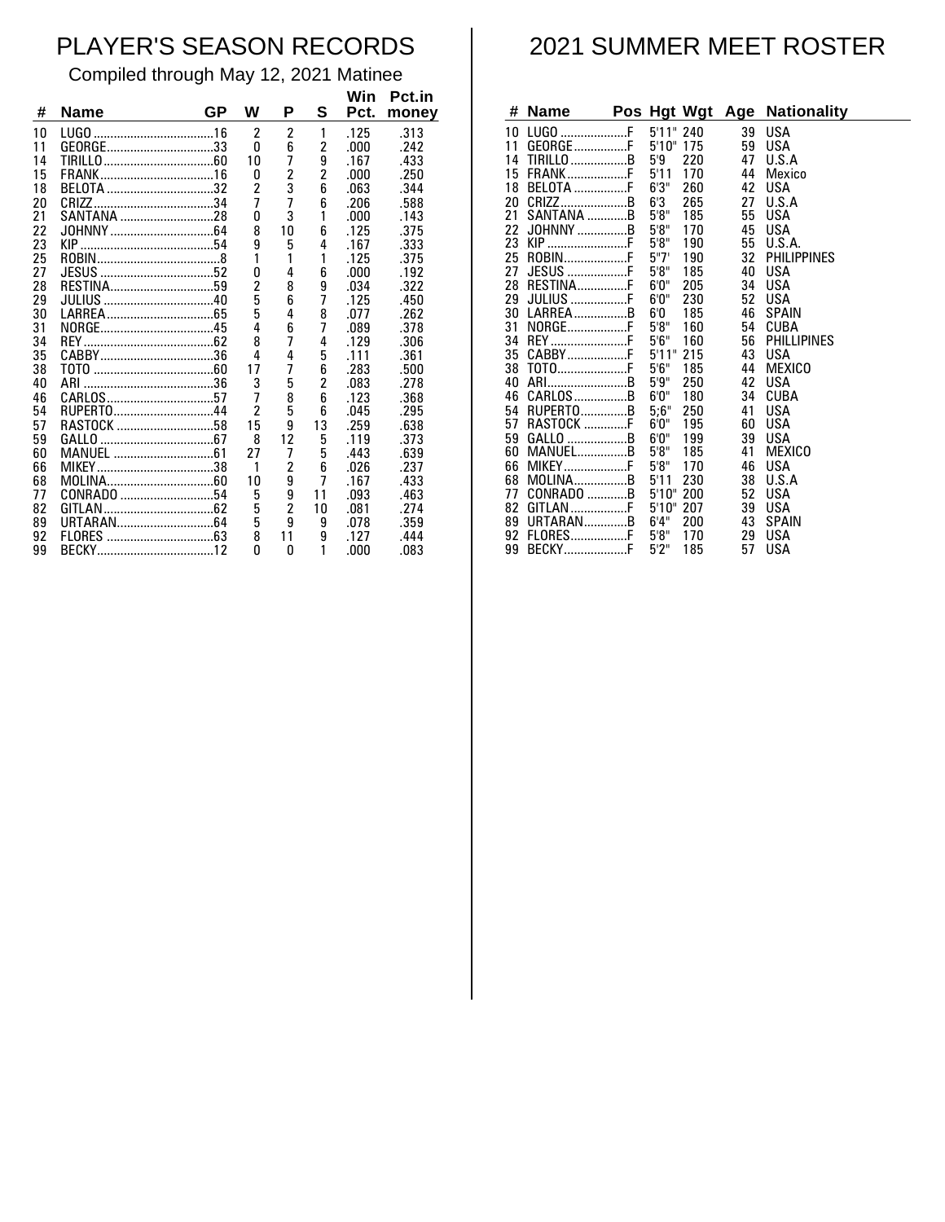# PLAYER'S SEASON RECORDS

Compiled through May 12, 2021 Matinee

| # | Name | GP | W | P | S | Win Pct. | Pct.in money |
|---|---|---|---|---|---|---|---|
| 10 | LUGO | 16 | 2 | 2 | 1 | .125 | .313 |
| 11 | GEORGE | 33 | 0 | 6 | 2 | .000 | .242 |
| 14 | TIRILLO | 60 | 10 | 7 | 9 | .167 | .433 |
| 15 | FRANK | 16 | 0 | 2 | 2 | .000 | .250 |
| 18 | BELOTA | 32 | 2 | 3 | 6 | .063 | .344 |
| 20 | CRIZZ | 34 | 7 | 7 | 6 | .206 | .588 |
| 21 | SANTANA | 28 | 0 | 3 | 1 | .000 | .143 |
| 22 | JOHNNY | 64 | 8 | 10 | 6 | .125 | .375 |
| 23 | KIP | 54 | 9 | 5 | 4 | .167 | .333 |
| 25 | ROBIN | 8 | 1 | 1 | 1 | .125 | .375 |
| 27 | JESUS | 52 | 0 | 4 | 6 | .000 | .192 |
| 28 | RESTINA | 59 | 2 | 8 | 9 | .034 | .322 |
| 29 | JULIUS | 40 | 5 | 6 | 7 | .125 | .450 |
| 30 | LARREA | 65 | 5 | 4 | 8 | .077 | .262 |
| 31 | NORGE | 45 | 4 | 6 | 7 | .089 | .378 |
| 34 | REY | 62 | 8 | 7 | 4 | .129 | .306 |
| 35 | CABBY | 36 | 4 | 4 | 5 | .111 | .361 |
| 38 | TOTO | 60 | 17 | 7 | 6 | .283 | .500 |
| 40 | ARI | 36 | 3 | 5 | 2 | .083 | .278 |
| 46 | CARLOS | 57 | 7 | 8 | 6 | .123 | .368 |
| 54 | RUPERTO | 44 | 2 | 5 | 6 | .045 | .295 |
| 57 | RASTOCK | 58 | 15 | 9 | 13 | .259 | .638 |
| 59 | GALLO | 67 | 8 | 12 | 5 | .119 | .373 |
| 60 | MANUEL | 61 | 27 | 7 | 5 | .443 | .639 |
| 66 | MIKEY | 38 | 1 | 2 | 6 | .026 | .237 |
| 68 | MOLINA | 60 | 10 | 9 | 7 | .167 | .433 |
| 77 | CONRADO | 54 | 5 | 9 | 11 | .093 | .463 |
| 82 | GITLAN | 62 | 5 | 2 | 10 | .081 | .274 |
| 89 | URTARAN | 64 | 5 | 9 | 9 | .078 | .359 |
| 92 | FLORES | 63 | 8 | 11 | 9 | .127 | .444 |
| 99 | BECKY | 12 | 0 | 0 | 1 | .000 | .083 |

# 2021 SUMMER MEET ROSTER

| # | Name | Pos | Hgt | Wgt | Age | Nationality |
|---|---|---|---|---|---|---|
| 10 | LUGO | F | 5'11" | 240 | 39 | USA |
| 11 | GEORGE | F | 5'10" | 175 | 59 | USA |
| 14 | TIRILLO | B | 5'9 | 220 | 47 | U.S.A |
| 15 | FRANK | F | 5'11 | 170 | 44 | Mexico |
| 18 | BELOTA | F | 6'3" | 260 | 42 | USA |
| 20 | CRIZZ | B | 6'3 | 265 | 27 | U.S.A |
| 21 | SANTANA | B | 5'8" | 185 | 55 | USA |
| 22 | JOHNNY | B | 5'8" | 170 | 45 | USA |
| 23 | KIP | F | 5'8" | 190 | 55 | U.S.A. |
| 25 | ROBIN | F | 5"7' | 190 | 32 | PHILIPPINES |
| 27 | JESUS | F | 5'8" | 185 | 40 | USA |
| 28 | RESTINA | F | 6'0" | 205 | 34 | USA |
| 29 | JULIUS | F | 6'0" | 230 | 52 | USA |
| 30 | LARREA | B | 6'0 | 185 | 46 | SPAIN |
| 31 | NORGE | F | 5'8" | 160 | 54 | CUBA |
| 34 | REY | F | 5'6" | 160 | 56 | PHILLIPINES |
| 35 | CABBY | F | 5'11" | 215 | 43 | USA |
| 38 | TOTO | F | 5'6" | 185 | 44 | MEXICO |
| 40 | ARI | B | 5'9" | 250 | 42 | USA |
| 46 | CARLOS | B | 6'0" | 180 | 34 | CUBA |
| 54 | RUPERTO | B | 5;6" | 250 | 41 | USA |
| 57 | RASTOCK | F | 6'0" | 195 | 60 | USA |
| 59 | GALLO | B | 6'0" | 199 | 39 | USA |
| 60 | MANUEL | B | 5'8" | 185 | 41 | MEXICO |
| 66 | MIKEY | F | 5'8" | 170 | 46 | USA |
| 68 | MOLINA | B | 5'11 | 230 | 38 | U.S.A |
| 77 | CONRADO | B | 5'10" | 200 | 52 | USA |
| 82 | GITLAN | F | 5'10" | 207 | 39 | USA |
| 89 | URTARAN | B | 6'4" | 200 | 43 | SPAIN |
| 92 | FLORES | F | 5'8" | 170 | 29 | USA |
| 99 | BECKY | F | 5'2" | 185 | 57 | USA |